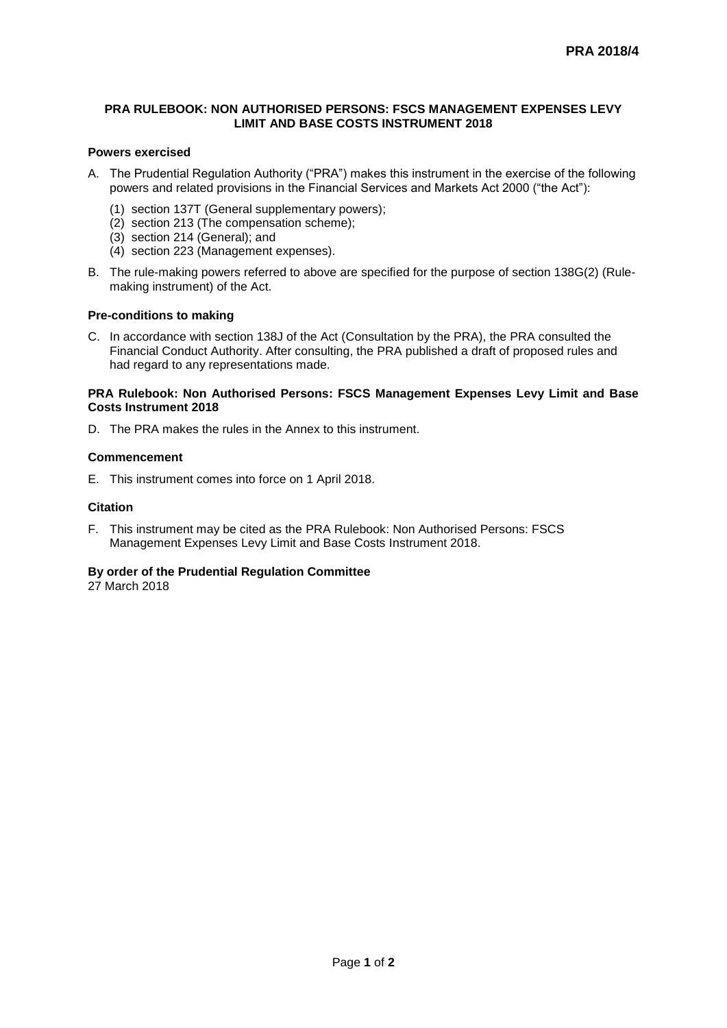**PRA 2018/4**

# PRA RULEBOOK: NON AUTHORISED PERSONS: FSCS MANAGEMENT EXPENSES LEVY LIMIT AND BASE COSTS INSTRUMENT 2018

## Powers exercised

A. The Prudential Regulation Authority ("PRA") makes this instrument in the exercise of the following powers and related provisions in the Financial Services and Markets Act 2000 ("the Act"):

   (1) section 137T (General supplementary powers);
   (2) section 213 (The compensation scheme);
   (3) section 214 (General); and
   (4) section 223 (Management expenses).

B. The rule-making powers referred to above are specified for the purpose of section 138G(2) (Rule-making instrument) of the Act.

## Pre-conditions to making

C. In accordance with section 138J of the Act (Consultation by the PRA), the PRA consulted the Financial Conduct Authority. After consulting, the PRA published a draft of proposed rules and had regard to any representations made.

## PRA Rulebook: Non Authorised Persons: FSCS Management Expenses Levy Limit and Base Costs Instrument 2018

D. The PRA makes the rules in the Annex to this instrument.

## Commencement

E. This instrument comes into force on 1 April 2018.

## Citation

F. This instrument may be cited as the PRA Rulebook: Non Authorised Persons: FSCS Management Expenses Levy Limit and Base Costs Instrument 2018.

**By order of the Prudential Regulation Committee**
27 March 2018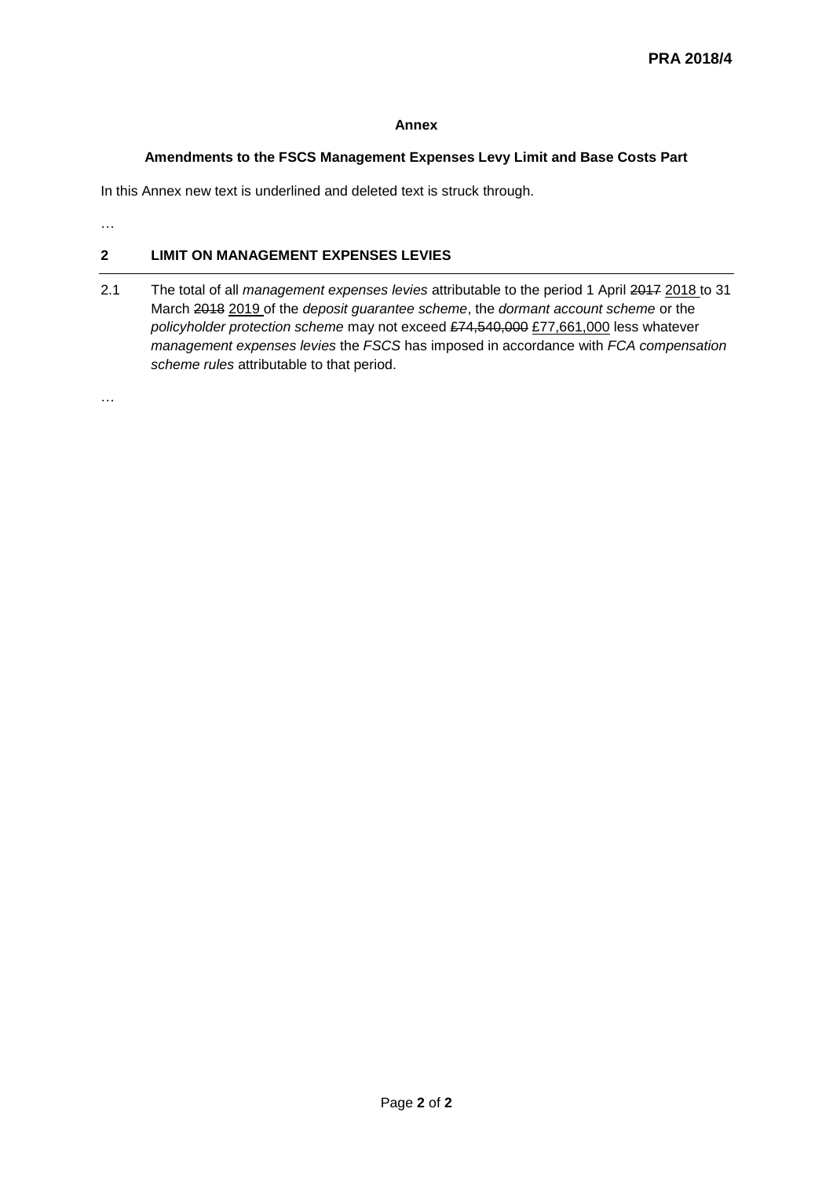PRA 2018/4

**Annex**

**Amendments to the FSCS Management Expenses Levy Limit and Base Costs Part**

In this Annex new text is underlined and deleted text is struck through.

…

## 2 LIMIT ON MANAGEMENT EXPENSES LEVIES

2.1 The total of all *management expenses levies* attributable to the period 1 April ~~2017~~ <u>2018</u> to 31 March ~~2018~~ <u>2019</u> of the *deposit guarantee scheme*, the *dormant account scheme* or the *policyholder protection scheme* may not exceed ~~£74,540,000~~ <u>£77,661,000</u> less whatever *management expenses levies* the *FSCS* has imposed in accordance with *FCA compensation scheme rules* attributable to that period.

…